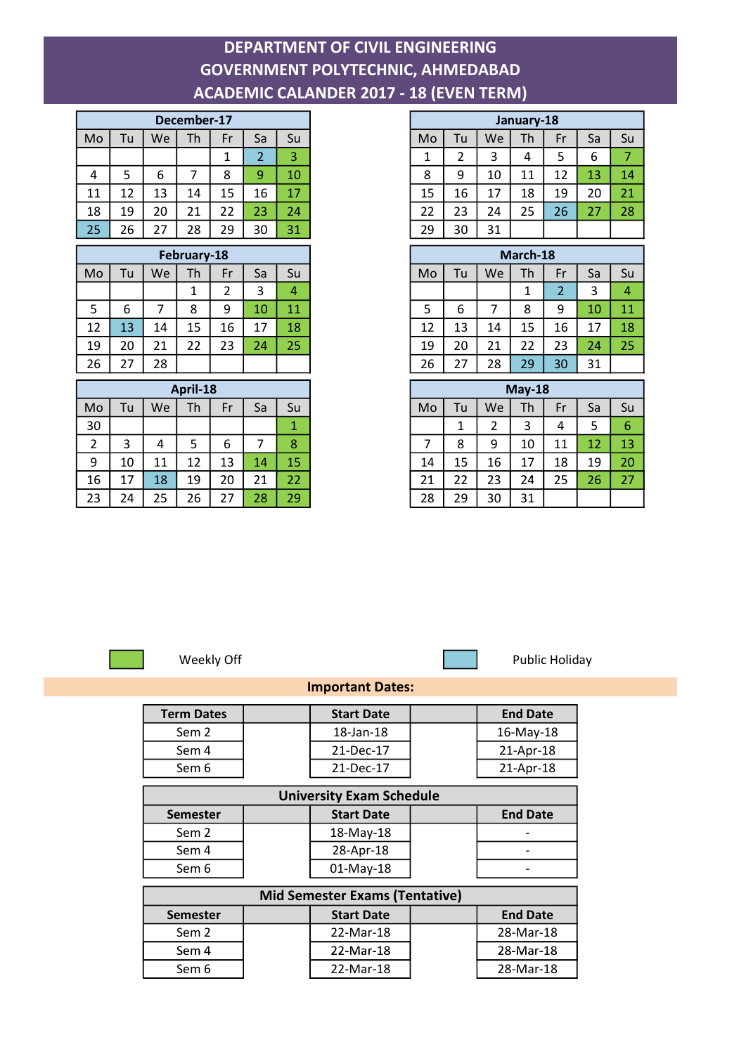# DEPARTMENT OF CIVIL ENGINEERING
# GOVERNMENT POLYTECHNIC, AHMEDABAD
# ACADEMIC CALANDER 2017 - 18 (EVEN TERM)

**December-17**

| Mo | Tu | We | Th | Fr | Sa | Su |
|---|---|---|---|---|---|---|
| | | | | 1 | 2 | 3 |
| 4 | 5 | 6 | 7 | 8 | 9 | 10 |
| 11 | 12 | 13 | 14 | 15 | 16 | 17 |
| 18 | 19 | 20 | 21 | 22 | 23 | 24 |
| 25 | 26 | 27 | 28 | 29 | 30 | 31 |

**January-18**

| Mo | Tu | We | Th | Fr | Sa | Su |
|---|---|---|---|---|---|---|
| 1 | 2 | 3 | 4 | 5 | 6 | 7 |
| 8 | 9 | 10 | 11 | 12 | 13 | 14 |
| 15 | 16 | 17 | 18 | 19 | 20 | 21 |
| 22 | 23 | 24 | 25 | 26 | 27 | 28 |
| 29 | 30 | 31 | | | | |

**February-18**

| Mo | Tu | We | Th | Fr | Sa | Su |
|---|---|---|---|---|---|---|
| | | | 1 | 2 | 3 | 4 |
| 5 | 6 | 7 | 8 | 9 | 10 | 11 |
| 12 | 13 | 14 | 15 | 16 | 17 | 18 |
| 19 | 20 | 21 | 22 | 23 | 24 | 25 |
| 26 | 27 | 28 | | | | |

**March-18**

| Mo | Tu | We | Th | Fr | Sa | Su |
|---|---|---|---|---|---|---|
| | | | 1 | 2 | 3 | 4 |
| 5 | 6 | 7 | 8 | 9 | 10 | 11 |
| 12 | 13 | 14 | 15 | 16 | 17 | 18 |
| 19 | 20 | 21 | 22 | 23 | 24 | 25 |
| 26 | 27 | 28 | 29 | 30 | 31 | |

**April-18**

| Mo | Tu | We | Th | Fr | Sa | Su |
|---|---|---|---|---|---|---|
| 30 | | | | | | 1 |
| 2 | 3 | 4 | 5 | 6 | 7 | 8 |
| 9 | 10 | 11 | 12 | 13 | 14 | 15 |
| 16 | 17 | 18 | 19 | 20 | 21 | 22 |
| 23 | 24 | 25 | 26 | 27 | 28 | 29 |

**May-18**

| Mo | Tu | We | Th | Fr | Sa | Su |
|---|---|---|---|---|---|---|
| | 1 | 2 | 3 | 4 | 5 | 6 |
| 7 | 8 | 9 | 10 | 11 | 12 | 13 |
| 14 | 15 | 16 | 17 | 18 | 19 | 20 |
| 21 | 22 | 23 | 24 | 25 | 26 | 27 |
| 28 | 29 | 30 | 31 | | | |

Weekly Off | Public Holiday

## Important Dates:

| Term Dates | | Start Date | | End Date |
|---|---|---|---|---|
| Sem 2 | | 18-Jan-18 | | 16-May-18 |
| Sem 4 | | 21-Dec-17 | | 21-Apr-18 |
| Sem 6 | | 21-Dec-17 | | 21-Apr-18 |

**University Exam Schedule**

| Semester | | Start Date | | End Date |
|---|---|---|---|---|
| Sem 2 | | 18-May-18 | | - |
| Sem 4 | | 28-Apr-18 | | - |
| Sem 6 | | 01-May-18 | | - |

**Mid Semester Exams (Tentative)**

| Semester | | Start Date | | End Date |
|---|---|---|---|---|
| Sem 2 | | 22-Mar-18 | | 28-Mar-18 |
| Sem 4 | | 22-Mar-18 | | 28-Mar-18 |
| Sem 6 | | 22-Mar-18 | | 28-Mar-18 |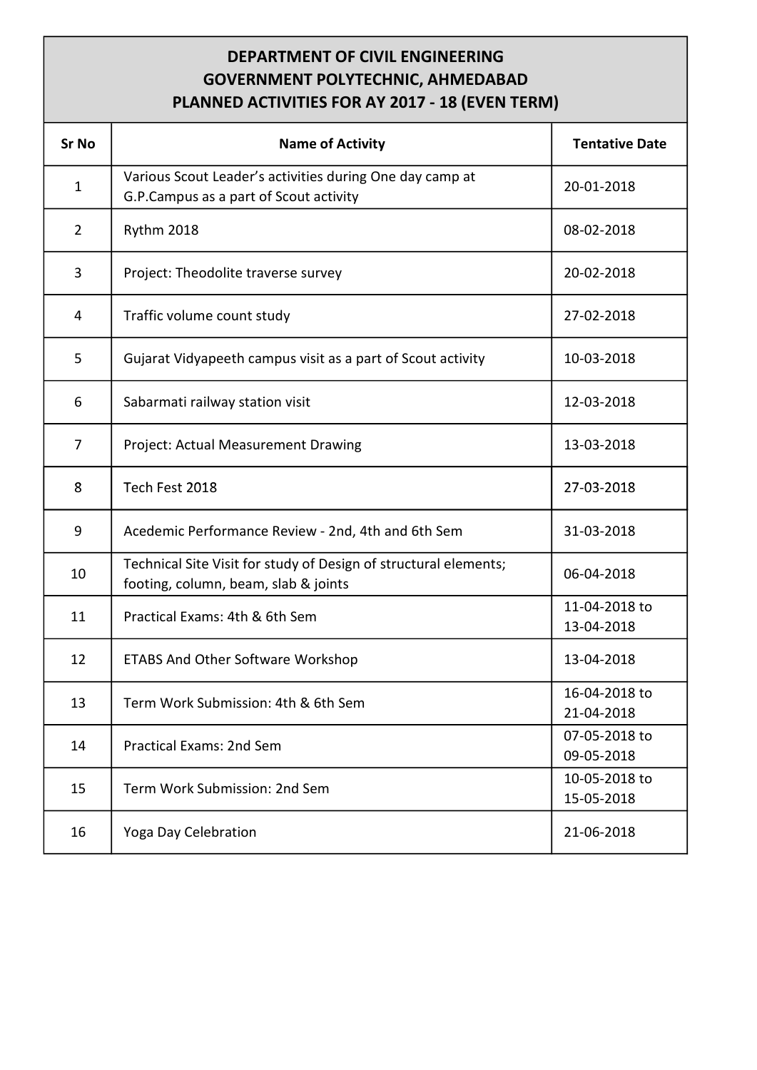# DEPARTMENT OF CIVIL ENGINEERING
# GOVERNMENT POLYTECHNIC, AHMEDABAD
# PLANNED ACTIVITIES FOR AY 2017 - 18 (EVEN TERM)

| Sr No | Name of Activity | Tentative Date |
|---|---|---|
| 1 | Various Scout Leader's activities during One day camp at G.P.Campus as a part of Scout activity | 20-01-2018 |
| 2 | Rythm 2018 | 08-02-2018 |
| 3 | Project: Theodolite traverse survey | 20-02-2018 |
| 4 | Traffic volume count study | 27-02-2018 |
| 5 | Gujarat Vidyapeeth campus visit as a part of Scout activity | 10-03-2018 |
| 6 | Sabarmati railway station visit | 12-03-2018 |
| 7 | Project: Actual Measurement Drawing | 13-03-2018 |
| 8 | Tech Fest 2018 | 27-03-2018 |
| 9 | Acedemic Performance Review - 2nd, 4th and 6th Sem | 31-03-2018 |
| 10 | Technical Site Visit for study of Design of structural elements; footing, column, beam, slab & joints | 06-04-2018 |
| 11 | Practical Exams: 4th & 6th Sem | 11-04-2018 to 13-04-2018 |
| 12 | ETABS And Other Software Workshop | 13-04-2018 |
| 13 | Term Work Submission: 4th & 6th Sem | 16-04-2018 to 21-04-2018 |
| 14 | Practical Exams: 2nd Sem | 07-05-2018 to 09-05-2018 |
| 15 | Term Work Submission: 2nd Sem | 10-05-2018 to 15-05-2018 |
| 16 | Yoga Day Celebration | 21-06-2018 |